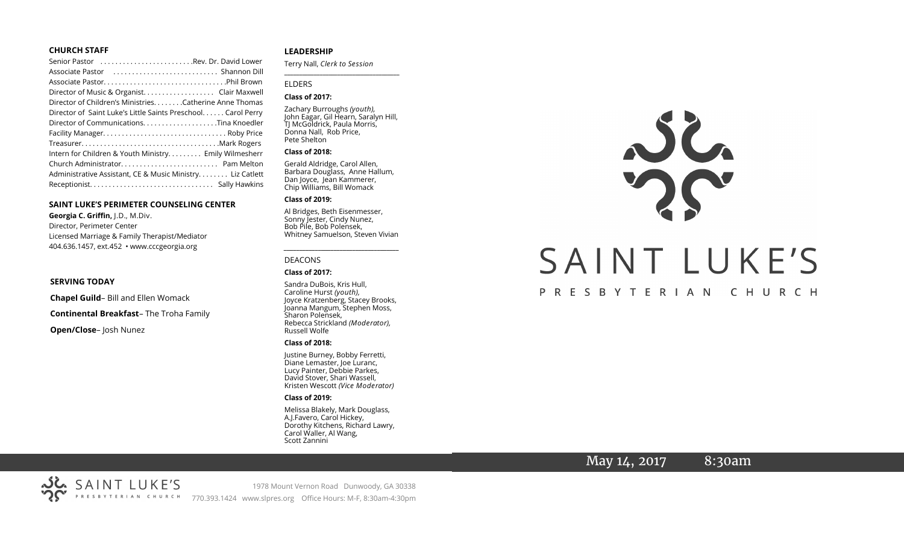## CHURCH STAFF

Senior Pastor . . . . . . . . . . . . . . . . . . . . . . . . .Rev. Dr. David Lower
Associate Pastor . . . . . . . . . . . . . . . . . . . . . . . . . . . Shannon Dill
Associate Pastor. . . . . . . . . . . . . . . . . . . . . . . . . . . . . . . .Phil Brown
Director of Music & Organist. . . . . . . . . . . . . . . . . . . Clair Maxwell
Director of Children's Ministries. . . . . . . .Catherine Anne Thomas
Director of Saint Luke's Little Saints Preschool. . . . . . Carol Perry
Director of Communications. . . . . . . . . . . . . . . . . . . .Tina Knoedler
Facility Manager. . . . . . . . . . . . . . . . . . . . . . . . . . . . . . . . Roby Price
Treasurer. . . . . . . . . . . . . . . . . . . . . . . . . . . . . . . . . . . .Mark Rogers
Intern for Children & Youth Ministry. . . . . . . . . Emily Wilmesherr
Church Administrator. . . . . . . . . . . . . . . . . . . . . . . . . Pam Melton
Administrative Assistant, CE & Music Ministry. . . . . . . . Liz Catlett
Receptionist. . . . . . . . . . . . . . . . . . . . . . . . . . . . . . . . Sally Hawkins

## SAINT LUKE'S PERIMETER COUNSELING CENTER

**Georgia C. Griffin,** J.D., M.Div.
Director, Perimeter Center
Licensed Marriage & Family Therapist/Mediator
404.636.1457, ext.452 • www.cccgeorgia.org

## SERVING TODAY

**Chapel Guild**– Bill and Ellen Womack

**Continental Breakfast**– The Troha Family

**Open/Close**– Josh Nunez

## LEADERSHIP

Terry Nall, *Clerk to Session*

### ELDERS

**Class of 2017:**

Zachary Burroughs *(youth),* John Eagar, Gil Hearn, Saralyn Hill, TJ McGoldrick, Paula Morris, Donna Nall, Rob Price, Pete Shelton

**Class of 2018:**

Gerald Aldridge, Carol Allen, Barbara Douglass, Anne Hallum, Dan Joyce, Jean Kammerer, Chip Williams, Bill Womack

**Class of 2019:**

Al Bridges, Beth Eisenmesser, Sonny Jester, Cindy Nunez, Bob Pile, Bob Polensek, Whitney Samuelson, Steven Vivian

### DEACONS

**Class of 2017:**

Sandra DuBois, Kris Hull, Caroline Hurst *(youth),* Joyce Kratzenberg, Stacey Brooks, Joanna Mangum, Stephen Moss, Sharon Polensek, Rebecca Strickland *(Moderator),* Russell Wolfe

**Class of 2018:**

Justine Burney, Bobby Ferretti, Diane Lemaster, Joe Luranc, Lucy Painter, Debbie Parkes, David Stover, Shari Wassell, Kristen Wescott *(Vice Moderator)*

**Class of 2019:**

Melissa Blakely, Mark Douglass, A.J.Favero, Carol Hickey, Dorothy Kitchens, Richard Lawry, Carol Waller, Al Wang, Scott Zannini

# SAINT LUKE'S
PRESBYTERIAN CHURCH

May 14, 2017 8:30am

SAINT LUKE'S PRESBYTERIAN CHURCH
1978 Mount Vernon Road Dunwoody, GA 30338
770.393.1424 www.slpres.org Office Hours: M-F, 8:30am-4:30pm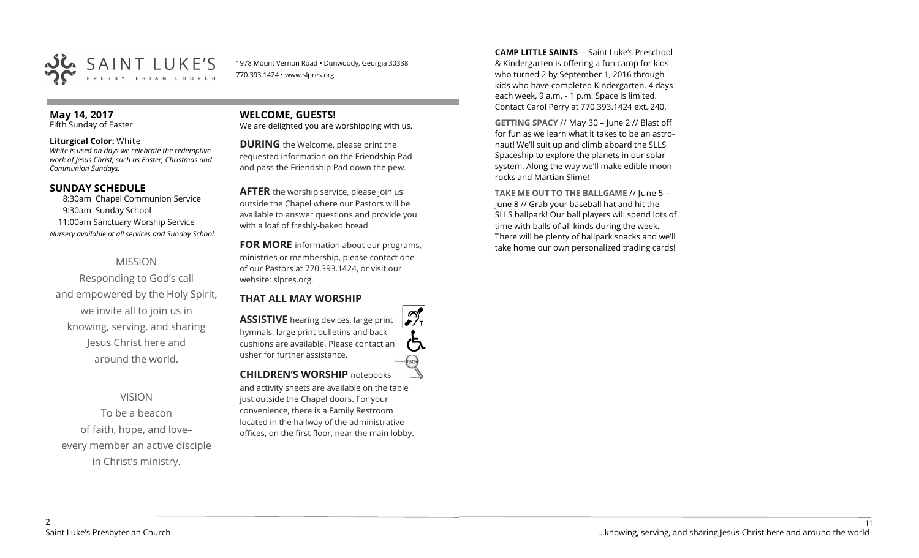SAINT LUKE'S PRESBYTERIAN CHURCH

1978 Mount Vernon Road • Dunwoody, Georgia 30338
770.393.1424 • www.slpres.org

**May 14, 2017**
Fifth Sunday of Easter

**Liturgical Color:** White
*White is used on days we celebrate the redemptive work of Jesus Christ, such as Easter, Christmas and Communion Sundays.*

## SUNDAY SCHEDULE

8:30am Chapel Communion Service
9:30am Sunday School
11:00am Sanctuary Worship Service
*Nursery available at all services and Sunday School.*

MISSION

Responding to God's call and empowered by the Holy Spirit, we invite all to join us in knowing, serving, and sharing Jesus Christ here and around the world.

VISION

To be a beacon of faith, hope, and love– every member an active disciple in Christ's ministry.

## WELCOME, GUESTS!

We are delighted you are worshipping with us.

**DURING** the Welcome, please print the requested information on the Friendship Pad and pass the Friendship Pad down the pew.

**AFTER** the worship service, please join us outside the Chapel where our Pastors will be available to answer questions and provide you with a loaf of freshly-baked bread.

**FOR MORE** information about our programs, ministries or membership, please contact one of our Pastors at 770.393.1424, or visit our website: slpres.org.

## THAT ALL MAY WORSHIP

**ASSISTIVE** hearing devices, large print hymnals, large print bulletins and back cushions are available. Please contact an usher for further assistance.

**CHILDREN'S WORSHIP** notebooks and activity sheets are available on the table just outside the Chapel doors. For your convenience, there is a Family Restroom located in the hallway of the administrative offices, on the first floor, near the main lobby.

**CAMP LITTLE SAINTS**— Saint Luke's Preschool & Kindergarten is offering a fun camp for kids who turned 2 by September 1, 2016 through kids who have completed Kindergarten. 4 days each week, 9 a.m. - 1 p.m. Space is limited. Contact Carol Perry at 770.393.1424 ext. 240.

**GETTING SPACY** // May 30 – June 2 // Blast off for fun as we learn what it takes to be an astronaut! We'll suit up and climb aboard the SLLS Spaceship to explore the planets in our solar system. Along the way we'll make edible moon rocks and Martian Slime!

**TAKE ME OUT TO THE BALLGAME** // June 5 – June 8 // Grab your baseball hat and hit the SLLS ballpark! Our ball players will spend lots of time with balls of all kinds during the week. There will be plenty of ballpark snacks and we'll take home our own personalized trading cards!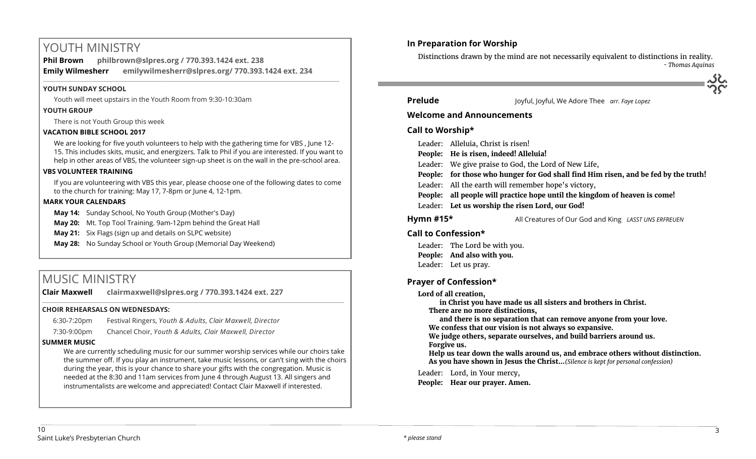# YOUTH MINISTRY

**Phil Brown** **philbrown@slpres.org / 770.393.1424 ext. 238**

**Emily Wilmesherr** **emilywilmesherr@slpres.org/ 770.393.1424 ext. 234**

### YOUTH SUNDAY SCHOOL

Youth will meet upstairs in the Youth Room from 9:30-10:30am

### YOUTH GROUP

There is not Youth Group this week

### VACATION BIBLE SCHOOL 2017

We are looking for five youth volunteers to help with the gathering time for VBS , June 12-15. This includes skits, music, and energizers. Talk to Phil if you are interested. If you want to help in other areas of VBS, the volunteer sign-up sheet is on the wall in the pre-school area.

### VBS VOLUNTEER TRAINING

If you are volunteering with VBS this year, please choose one of the following dates to come to the church for training: May 17, 7-8pm or June 4, 12-1pm.

### MARK YOUR CALENDARS

**May 14:** Sunday School, No Youth Group (Mother's Day)

**May 20:** Mt. Top Tool Training. 9am-12pm behind the Great Hall

**May 21:** Six Flags (sign up and details on SLPC website)

**May 28:** No Sunday School or Youth Group (Memorial Day Weekend)

# MUSIC MINISTRY

**Clair Maxwell** **clairmaxwell@slpres.org / 770.393.1424 ext. 227**

### CHOIR REHEARSALS ON WEDNESDAYS:

6:30-7:20pm Festival Ringers, *Youth & Adults, Clair Maxwell, Director*

7:30-9:00pm Chancel Choir, *Youth & Adults, Clair Maxwell, Director*

### SUMMER MUSIC

We are currently scheduling music for our summer worship services while our choirs take the summer off. If you play an instrument, take music lessons, or can't sing with the choirs during the year, this is your chance to share your gifts with the congregation. Music is needed at the 8:30 and 11am services from June 4 through August 13. All singers and instrumentalists are welcome and appreciated! Contact Clair Maxwell if interested.

## In Preparation for Worship

Distinctions drawn by the mind are not necessarily equivalent to distinctions in reality.
*- Thomas Aquinas*

**Prelude** Joyful, Joyful, We Adore Thee *arr. Faye Lopez*

**Welcome and Announcements**

**Call to Worship\***

Leader: Alleluia, Christ is risen!
**People: He is risen, indeed! Alleluia!**
Leader: We give praise to God, the Lord of New Life,
**People: for those who hunger for God shall find Him risen, and be fed by the truth!**
Leader: All the earth will remember hope's victory,
**People: all people will practice hope until the kingdom of heaven is come!**
Leader: **Let us worship the risen Lord, our God!**

**Hymn #15\*** All Creatures of Our God and King *LASST UNS ERFREUEN*

**Call to Confession\***

Leader: The Lord be with you.
**People: And also with you.**
Leader: Let us pray.

**Prayer of Confession\***

**Lord of all creation,**
**in Christ you have made us all sisters and brothers in Christ.**
**There are no more distinctions,**
**and there is no separation that can remove anyone from your love.**
**We confess that our vision is not always so expansive.**
**We judge others, separate ourselves, and build barriers around us.**
**Forgive us.**
**Help us tear down the walls around us, and embrace others without distinction.**
**As you have shown in Jesus the Christ...** *(Silence is kept for personal confession)*

Leader: Lord, in Your mercy,
**People: Hear our prayer. Amen.**

*\* please stand*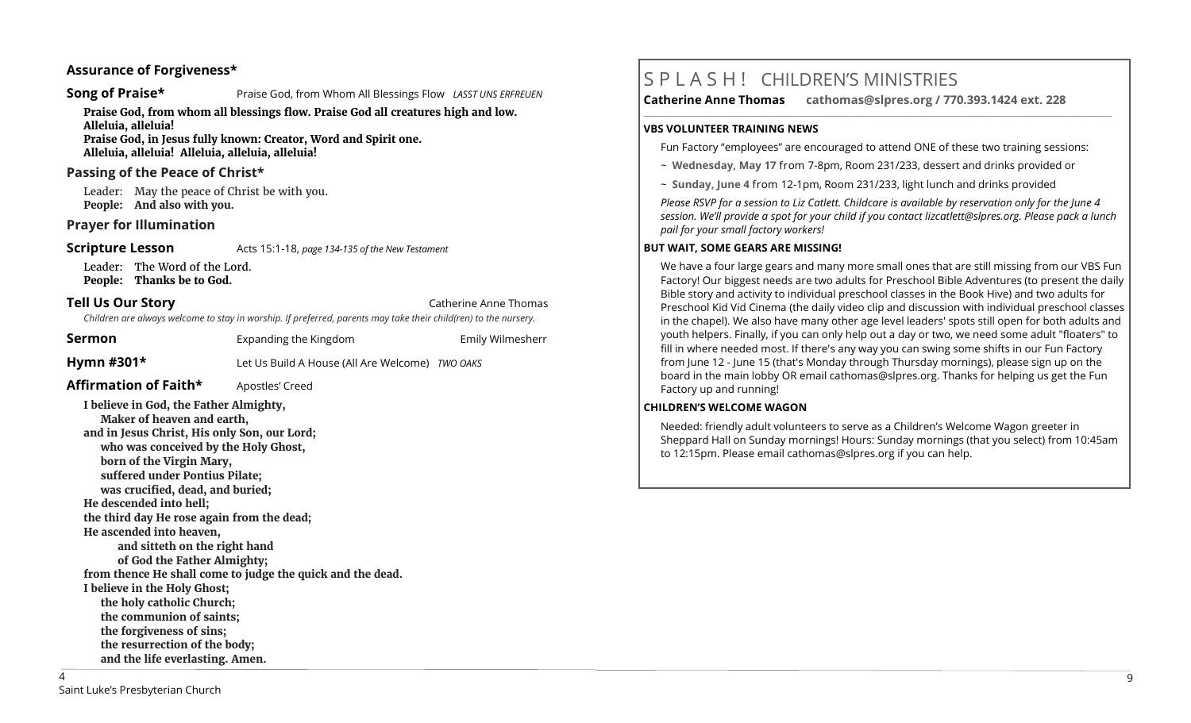**Assurance of Forgiveness***

**Song of Praise*** Praise God, from Whom All Blessings Flow *LASST UNS ERFREUEN*

**Praise God, from whom all blessings flow. Praise God all creatures high and low. Alleluia, alleluia!**
**Praise God, in Jesus fully known: Creator, Word and Spirit one.**
**Alleluia, alleluia! Alleluia, alleluia, alleluia!**

**Passing of the Peace of Christ***

Leader: May the peace of Christ be with you.
**People: And also with you.**

**Prayer for Illumination**

**Scripture Lesson** Acts 15:1-18, *page 134-135 of the New Testament*

Leader: The Word of the Lord.
**People: Thanks be to God.**

**Tell Us Our Story** Catherine Anne Thomas

*Children are always welcome to stay in worship. If preferred, parents may take their child(ren) to the nursery.*

**Sermon** Expanding the Kingdom Emily Wilmesherr

**Hymn #301*** Let Us Build A House (All Are Welcome) *TWO OAKS*

**Affirmation of Faith*** Apostles' Creed

**I believe in God, the Father Almighty,**
**Maker of heaven and earth,**
**and in Jesus Christ, His only Son, our Lord;**
**who was conceived by the Holy Ghost,**
**born of the Virgin Mary,**
**suffered under Pontius Pilate;**
**was crucified, dead, and buried;**
**He descended into hell;**
**the third day He rose again from the dead;**
**He ascended into heaven,**
**and sitteth on the right hand**
**of God the Father Almighty;**
**from thence He shall come to judge the quick and the dead.**
**I believe in the Holy Ghost;**
**the holy catholic Church;**
**the communion of saints;**
**the forgiveness of sins;**
**the resurrection of the body;**
**and the life everlasting. Amen.**

# S P L A S H ! CHILDREN'S MINISTRIES

**Catherine Anne Thomas cathomas@slpres.org / 770.393.1424 ext. 228**

**VBS VOLUNTEER TRAINING NEWS**

Fun Factory "employees" are encouraged to attend ONE of these two training sessions:

~ **Wednesday, May 17** from 7-8pm, Room 231/233, dessert and drinks provided or

~ **Sunday, June 4** from 12-1pm, Room 231/233, light lunch and drinks provided

*Please RSVP for a session to Liz Catlett. Childcare is available by reservation only for the June 4 session. We'll provide a spot for your child if you contact lizcatlett@slpres.org. Please pack a lunch pail for your small factory workers!*

**BUT WAIT, SOME GEARS ARE MISSING!**

We have a four large gears and many more small ones that are still missing from our VBS Fun Factory! Our biggest needs are two adults for Preschool Bible Adventures (to present the daily Bible story and activity to individual preschool classes in the Book Hive) and two adults for Preschool Kid Vid Cinema (the daily video clip and discussion with individual preschool classes in the chapel). We also have many other age level leaders' spots still open for both adults and youth helpers. Finally, if you can only help out a day or two, we need some adult "floaters" to fill in where needed most. If there's any way you can swing some shifts in our Fun Factory from June 12 - June 15 (that's Monday through Thursday mornings), please sign up on the board in the main lobby OR email cathomas@slpres.org. Thanks for helping us get the Fun Factory up and running!

**CHILDREN'S WELCOME WAGON**

Needed: friendly adult volunteers to serve as a Children's Welcome Wagon greeter in Sheppard Hall on Sunday mornings! Hours: Sunday mornings (that you select) from 10:45am to 12:15pm. Please email cathomas@slpres.org if you can help.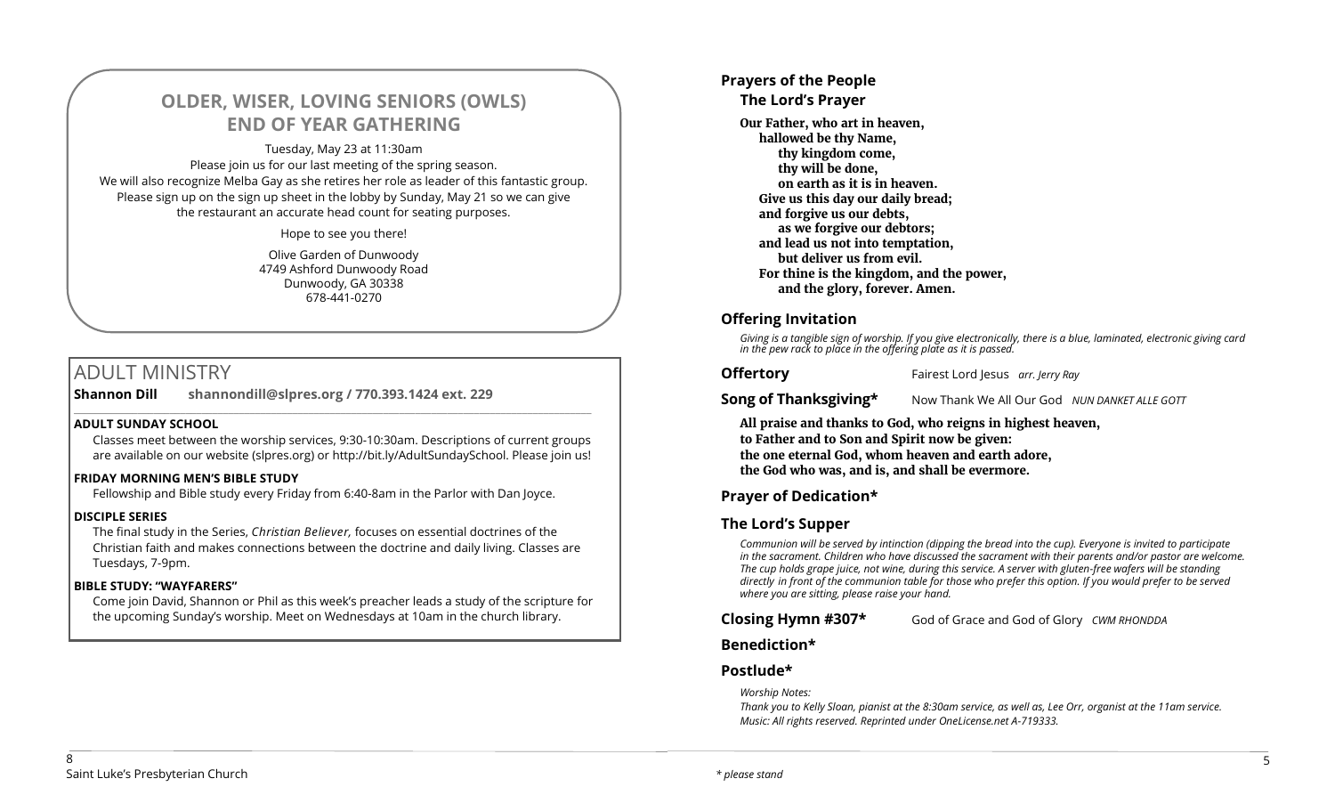## OLDER, WISER, LOVING SENIORS (OWLS) END OF YEAR GATHERING

Tuesday, May 23 at 11:30am

Please join us for our last meeting of the spring season.
We will also recognize Melba Gay as she retires her role as leader of this fantastic group.
Please sign up on the sign up sheet in the lobby by Sunday, May 21 so we can give the restaurant an accurate head count for seating purposes.

Hope to see you there!

Olive Garden of Dunwoody
4749 Ashford Dunwoody Road
Dunwoody, GA 30338
678-441-0270

## ADULT MINISTRY

**Shannon Dill shannondill@slpres.org / 770.393.1424 ext. 229**

### ADULT SUNDAY SCHOOL

Classes meet between the worship services, 9:30-10:30am. Descriptions of current groups are available on our website (slpres.org) or http://bit.ly/AdultSundaySchool. Please join us!

### FRIDAY MORNING MEN'S BIBLE STUDY

Fellowship and Bible study every Friday from 6:40-8am in the Parlor with Dan Joyce.

### DISCIPLE SERIES

The final study in the Series, *Christian Believer,* focuses on essential doctrines of the Christian faith and makes connections between the doctrine and daily living. Classes are Tuesdays, 7-9pm.

### BIBLE STUDY: "WAYFARERS"

Come join David, Shannon or Phil as this week's preacher leads a study of the scripture for the upcoming Sunday's worship. Meet on Wednesdays at 10am in the church library.

## Prayers of the People

### The Lord's Prayer

**Our Father, who art in heaven,**
**hallowed be thy Name,**
**thy kingdom come,**
**thy will be done,**
**on earth as it is in heaven.**
**Give us this day our daily bread;**
**and forgive us our debts,**
**as we forgive our debtors;**
**and lead us not into temptation,**
**but deliver us from evil.**
**For thine is the kingdom, and the power,**
**and the glory, forever. Amen.**

## Offering Invitation

*Giving is a tangible sign of worship. If you give electronically, there is a blue, laminated, electronic giving card in the pew rack to place in the offering plate as it is passed.*

**Offertory** Fairest Lord Jesus *arr. Jerry Ray*

**Song of Thanksgiving\*** Now Thank We All Our God *NUN DANKET ALLE GOTT*

**All praise and thanks to God, who reigns in highest heaven,**
**to Father and to Son and Spirit now be given:**
**the one eternal God, whom heaven and earth adore,**
**the God who was, and is, and shall be evermore.**

## Prayer of Dedication*

## The Lord's Supper

*Communion will be served by intinction (dipping the bread into the cup). Everyone is invited to participate in the sacrament. Children who have discussed the sacrament with their parents and/or pastor are welcome. The cup holds grape juice, not wine, during this service. A server with gluten-free wafers will be standing directly in front of the communion table for those who prefer this option. If you would prefer to be served where you are sitting, please raise your hand.*

**Closing Hymn #307\*** God of Grace and God of Glory *CWM RHONDDA*

## Benediction*

## Postlude*

*Worship Notes:*
*Thank you to Kelly Sloan, pianist at the 8:30am service, as well as, Lee Orr, organist at the 11am service.*
*Music: All rights reserved. Reprinted under OneLicense.net A-719333.*

*\* please stand*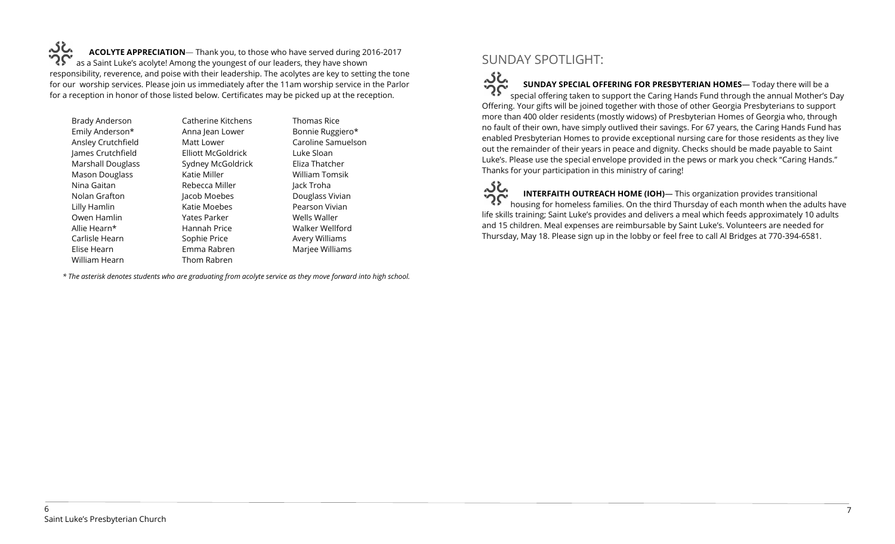**ACOLYTE APPRECIATION**— Thank you, to those who have served during 2016-2017 as a Saint Luke's acolyte! Among the youngest of our leaders, they have shown responsibility, reverence, and poise with their leadership. The acolytes are key to setting the tone for our worship services. Please join us immediately after the 11am worship service in the Parlor for a reception in honor of those listed below. Certificates may be picked up at the reception.

| | | |
|---|---|---|
| Brady Anderson | Catherine Kitchens | Thomas Rice |
| Emily Anderson* | Anna Jean Lower | Bonnie Ruggiero* |
| Ansley Crutchfield | Matt Lower | Caroline Samuelson |
| James Crutchfield | Elliott McGoldrick | Luke Sloan |
| Marshall Douglass | Sydney McGoldrick | Eliza Thatcher |
| Mason Douglass | Katie Miller | William Tomsik |
| Nina Gaitan | Rebecca Miller | Jack Troha |
| Nolan Grafton | Jacob Moebes | Douglass Vivian |
| Lilly Hamlin | Katie Moebes | Pearson Vivian |
| Owen Hamlin | Yates Parker | Wells Waller |
| Allie Hearn* | Hannah Price | Walker Wellford |
| Carlisle Hearn | Sophie Price | Avery Williams |
| Elise Hearn | Emma Rabren | Marjee Williams |
| William Hearn | Thom Rabren | |

*\* The asterisk denotes students who are graduating from acolyte service as they move forward into high school.*

## SUNDAY SPOTLIGHT:

**SUNDAY SPECIAL OFFERING FOR PRESBYTERIAN HOMES**— Today there will be a special offering taken to support the Caring Hands Fund through the annual Mother's Day Offering. Your gifts will be joined together with those of other Georgia Presbyterians to support more than 400 older residents (mostly widows) of Presbyterian Homes of Georgia who, through no fault of their own, have simply outlived their savings. For 67 years, the Caring Hands Fund has enabled Presbyterian Homes to provide exceptional nursing care for those residents as they live out the remainder of their years in peace and dignity. Checks should be made payable to Saint Luke's. Please use the special envelope provided in the pews or mark you check "Caring Hands." Thanks for your participation in this ministry of caring!

**INTERFAITH OUTREACH HOME (IOH)**— This organization provides transitional housing for homeless families. On the third Thursday of each month when the adults have life skills training; Saint Luke's provides and delivers a meal which feeds approximately 10 adults and 15 children. Meal expenses are reimbursable by Saint Luke's. Volunteers are needed for Thursday, May 18. Please sign up in the lobby or feel free to call Al Bridges at 770-394-6581.